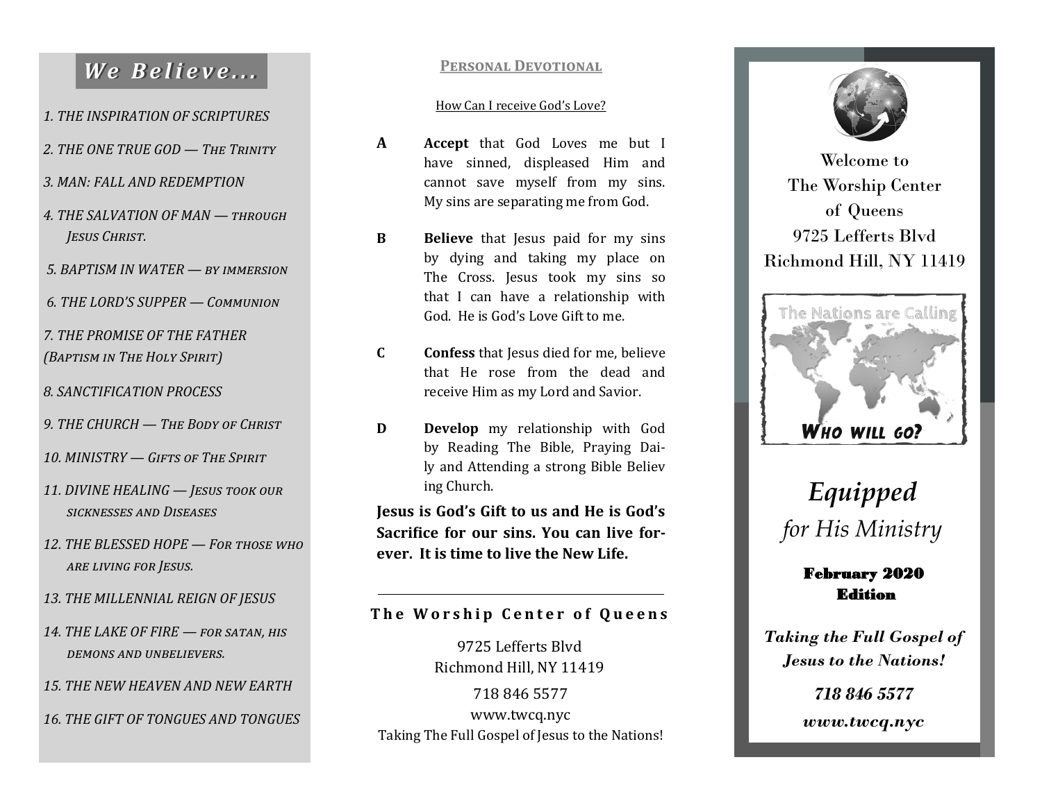# *We Believe...*

1. THE INSPIRATION OF SCRIPTURES
2. THE ONE TRUE GOD — *The Trinity*
3. MAN: FALL AND REDEMPTION
4. THE SALVATION OF MAN — *through Jesus Christ.*
5. BAPTISM IN WATER — *by immersion*
6. THE LORD'S SUPPER — *Communion*
7. THE PROMISE OF THE FATHER (*Baptism in The Holy Spirit*)
8. SANCTIFICATION PROCESS
9. THE CHURCH — *The Body of Christ*
10. MINISTRY — *Gifts of The Spirit*
11. DIVINE HEALING — *Jesus took our sicknesses and Diseases*
12. THE BLESSED HOPE — *For those who are living for Jesus.*
13. THE MILLENNIAL REIGN OF JESUS
14. THE LAKE OF FIRE — *for satan, his demons and unbelievers.*
15. THE NEW HEAVEN AND NEW EARTH
16. THE GIFT OF TONGUES AND TONGUES

## Personal Devotional

How Can I receive God's Love?

**A** **Accept** that God Loves me but I have sinned, displeased Him and cannot save myself from my sins. My sins are separating me from God.

**B** **Believe** that Jesus paid for my sins by dying and taking my place on The Cross. Jesus took my sins so that I can have a relationship with God. He is God's Love Gift to me.

**C** **Confess** that Jesus died for me, believe that He rose from the dead and receive Him as my Lord and Savior.

**D** **Develop** my relationship with God by Reading The Bible, Praying Daily and Attending a strong Bible Believing Church.

**Jesus is God's Gift to us and He is God's Sacrifice for our sins. You can live forever. It is time to live the New Life.**

---

**The Worship Center of Queens**

9725 Lefferts Blvd
Richmond Hill, NY 11419

718 846 5577
www.twcq.nyc
Taking The Full Gospel of Jesus to the Nations!

---

Welcome to
The Worship Center
of Queens
9725 Lefferts Blvd
Richmond Hill, NY 11419

The Nations are Calling

**WHO WILL GO?**

# *Equipped*
## *for His Ministry*

**February 2020 Edition**

***Taking the Full Gospel of Jesus to the Nations!***

***718 846 5577***

***www.twcq.nyc***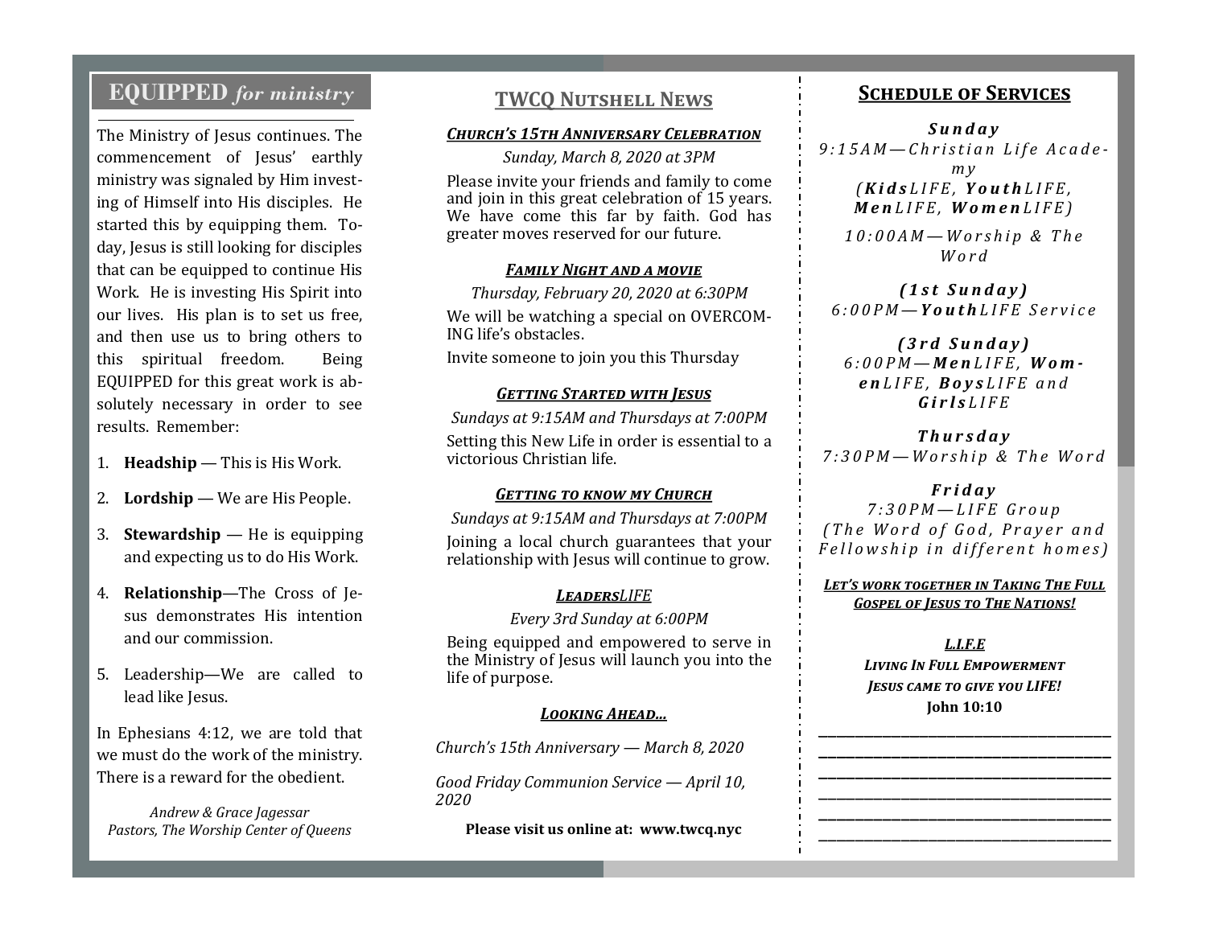## EQUIPPED *for ministry*

The Ministry of Jesus continues. The commencement of Jesus' earthly ministry was signaled by Him investing of Himself into His disciples. He started this by equipping them. Today, Jesus is still looking for disciples that can be equipped to continue His Work. He is investing His Spirit into our lives. His plan is to set us free, and then use us to bring others to this spiritual freedom. Being EQUIPPED for this great work is absolutely necessary in order to see results. Remember:

1. **Headship** — This is His Work.
2. **Lordship** — We are His People.
3. **Stewardship** — He is equipping and expecting us to do His Work.
4. **Relationship**—The Cross of Jesus demonstrates His intention and our commission.
5. Leadership—We are called to lead like Jesus.

In Ephesians 4:12, we are told that we must do the work of the ministry. There is a reward for the obedient.

*Andrew & Grace Jagessar*
*Pastors, The Worship Center of Queens*

## TWCQ Nutshell News

### *Church's 15th Anniversary Celebration*

*Sunday, March 8, 2020 at 3PM*

Please invite your friends and family to come and join in this great celebration of 15 years. We have come this far by faith. God has greater moves reserved for our future.

### *Family Night and a movie*

*Thursday, February 20, 2020 at 6:30PM*

We will be watching a special on OVERCOMING life's obstacles.

Invite someone to join you this Thursday

### *Getting Started with Jesus*

*Sundays at 9:15AM and Thursdays at 7:00PM*

Setting this New Life in order is essential to a victorious Christian life.

### *Getting to know my Church*

*Sundays at 9:15AM and Thursdays at 7:00PM*

Joining a local church guarantees that your relationship with Jesus will continue to grow.

### *LeadersLIFE*

*Every 3rd Sunday at 6:00PM*

Being equipped and empowered to serve in the Ministry of Jesus will launch you into the life of purpose.

### *Looking Ahead...*

*Church's 15th Anniversary — March 8, 2020*

*Good Friday Communion Service — April 10, 2020*

**Please visit us online at: www.twcq.nyc**

## Schedule of Services

***Sunday***
*9:15AM—Christian Life Academy*
*(**Kids**LIFE, **Youth**LIFE, **Men**LIFE, **Women**LIFE)*

*10:00AM—Worship & The Word*

***(1st Sunday)***
*6:00PM—**Youth**LIFE Service*

***(3rd Sunday)***
*6:00PM—**Men**LIFE, **Women**LIFE, **Boys**LIFE and **Girls**LIFE*

***Thursday***
*7:30PM—Worship & The Word*

***Friday***
*7:30PM—LIFE Group*
*(The Word of God, Prayer and Fellowship in different homes)*

***Let's work together in Taking The Full Gospel of Jesus to The Nations!***

***L.I.F.E***
***Living In Full Empowerment***
***Jesus came to give you LIFE!***
**John 10:10**

______________________________________________
______________________________________________
______________________________________________
______________________________________________
______________________________________________
______________________________________________